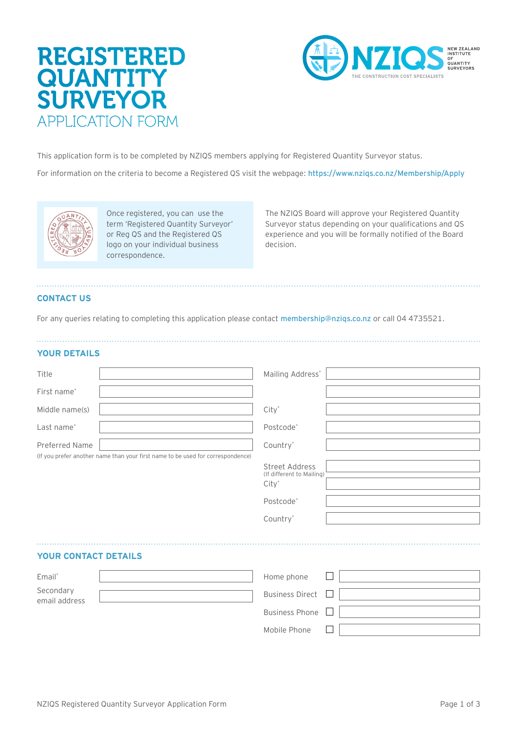# REGISTERED QUANTITY SURVEYOR

## APPLICATION FORM

NZIQS NEW ZEALAND INSTITUTE OF QUANTITY SURVEYORS
THE CONSTRUCTION COST SPECIALISTS

This application form is to be completed by NZIQS members applying for Registered Quantity Surveyor status.

For information on the criteria to become a Registered QS visit the webpage: https://www.nziqs.co.nz/Membership/Apply

Once registered, you can use the term 'Registered Quantity Surveyor' or Reg QS and the Registered QS logo on your individual business correspondence.

The NZIQS Board will approve your Registered Quantity Surveyor status depending on your qualifications and QS experience and you will be formally notified of the Board decision.

## CONTACT US

For any queries relating to completing this application please contact membership@nziqs.co.nz or call 04 4735521.

## YOUR DETAILS

| | | | |
|---|---|---|---|
| Title | | Mailing Address* | |
| First name* | | | |
| Middle name(s) | | City* | |
| Last name* | | Postcode* | |
| Preferred Name | | Country* | |
| (If you prefer another name than your first name to be used for correspondence) | | Street Address (If different to Mailing) | |
| | | City* | |
| | | Postcode* | |
| | | Country* | |

## YOUR CONTACT DETAILS

| | | | |
|---|---|---|---|
| Email* | | Home phone ☐ | |
| Secondary email address | | Business Direct ☐ | |
| | | Business Phone ☐ | |
| | | Mobile Phone ☐ | |

NZIQS Registered Quantity Surveyor Application Form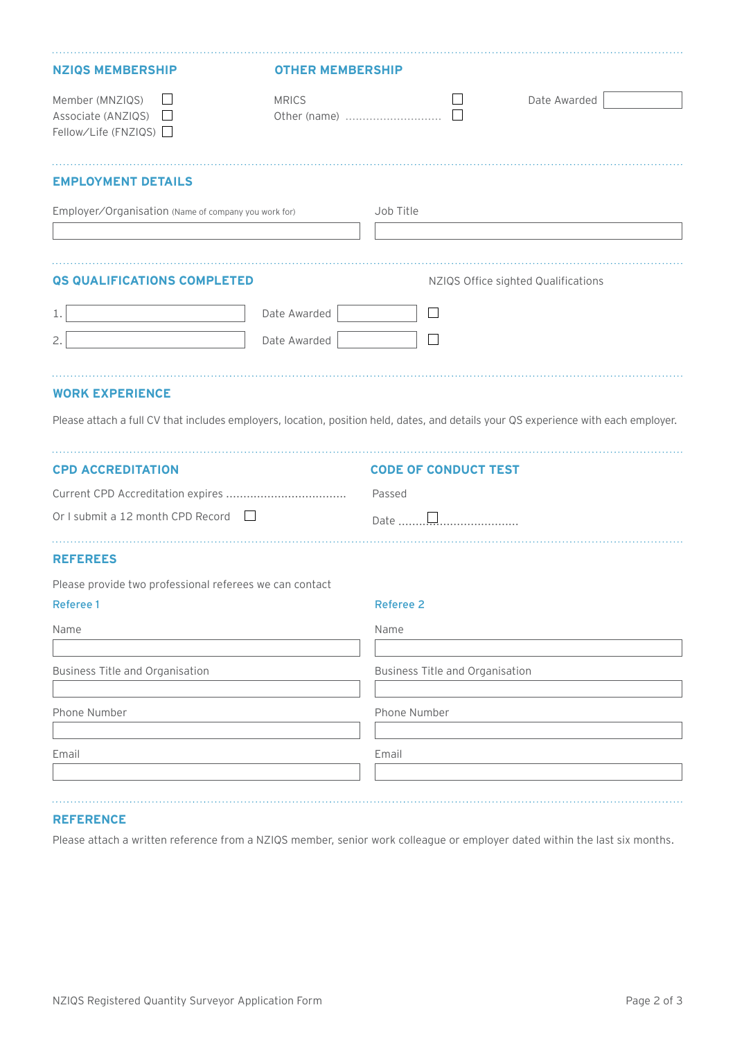## NZIQS MEMBERSHIP

- Member (MNZIQS) ☐
- Associate (ANZIQS) ☐
- Fellow/Life (FNZIQS) ☐

## OTHER MEMBERSHIP

- MRICS ☐
- Other (name) ............................ ☐

Date Awarded ____________

## EMPLOYMENT DETAILS

| Employer/Organisation (Name of company you work for) | Job Title |
|---|---|
| | |

## QS QUALIFICATIONS COMPLETED

| | Qualification | Date Awarded | NZIQS Office sighted Qualifications |
|---|---|---|---|
| 1. | | | ☐ |
| 2. | | | ☐ |

## WORK EXPERIENCE

Please attach a full CV that includes employers, location, position held, dates, and details your QS experience with each employer.

## CPD ACCREDITATION

Current CPD Accreditation expires ...................................

Or I submit a 12 month CPD Record ☐

## CODE OF CONDUCT TEST

Passed ☐

Date ......................................

## REFEREES

Please provide two professional referees we can contact

| | Referee 1 | Referee 2 |
|---|---|---|
| Name | | |
| Business Title and Organisation | | |
| Phone Number | | |
| Email | | |

## REFERENCE

Please attach a written reference from a NZIQS member, senior work colleague or employer dated within the last six months.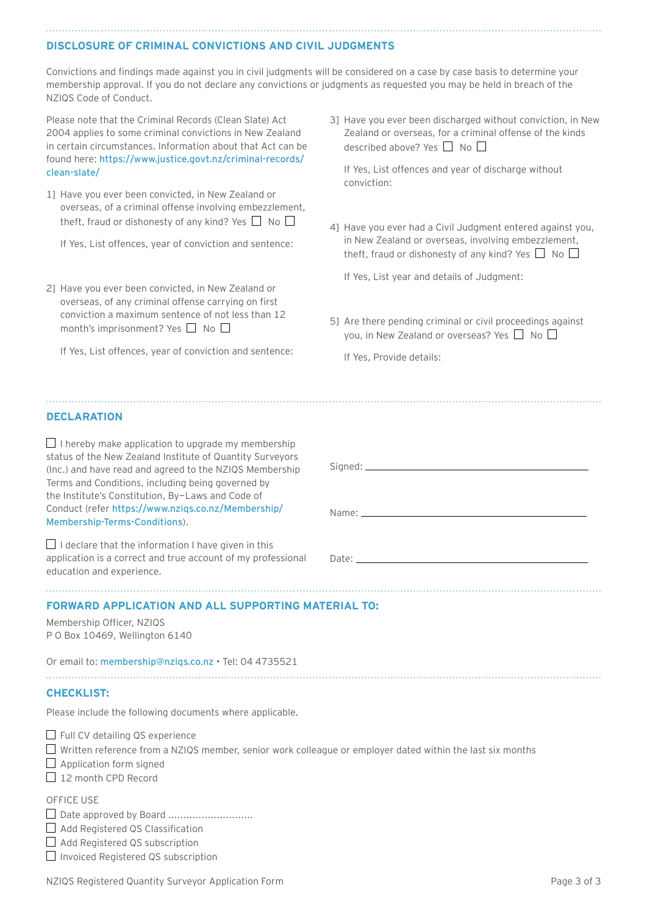## DISCLOSURE OF CRIMINAL CONVICTIONS AND CIVIL JUDGMENTS

Convictions and findings made against you in civil judgments will be considered on a case by case basis to determine your membership approval. If you do not declare any convictions or judgments as requested you may be held in breach of the NZIQS Code of Conduct.

Please note that the Criminal Records (Clean Slate) Act 2004 applies to some criminal convictions in New Zealand in certain circumstances. Information about that Act can be found here: https://www.justice.govt.nz/criminal-records/clean-slate/

1] Have you ever been convicted, in New Zealand or overseas, of a criminal offense involving embezzlement, theft, fraud or dishonesty of any kind? Yes ☐ No ☐

If Yes, List offences, year of conviction and sentence:

2] Have you ever been convicted, in New Zealand or overseas, of any criminal offense carrying on first conviction a maximum sentence of not less than 12 month's imprisonment? Yes ☐ No ☐

If Yes, List offences, year of conviction and sentence:

3] Have you ever been discharged without conviction, in New Zealand or overseas, for a criminal offense of the kinds described above? Yes ☐ No ☐

If Yes, List offences and year of discharge without conviction:

4] Have you ever had a Civil Judgment entered against you, in New Zealand or overseas, involving embezzlement, theft, fraud or dishonesty of any kind? Yes ☐ No ☐

If Yes, List year and details of Judgment:

5] Are there pending criminal or civil proceedings against you, in New Zealand or overseas? Yes ☐ No ☐

If Yes, Provide details:

## DECLARATION

☐ I hereby make application to upgrade my membership status of the New Zealand Institute of Quantity Surveyors (Inc.) and have read and agreed to the NZIQS Membership Terms and Conditions, including being governed by the Institute's Constitution, By–Laws and Code of Conduct (refer https://www.nziqs.co.nz/Membership/Membership-Terms-Conditions).

☐ I declare that the information I have given in this application is a correct and true account of my professional education and experience.

Signed: ______________________________

Name: ______________________________

Date: ______________________________

## FORWARD APPLICATION AND ALL SUPPORTING MATERIAL TO:

Membership Officer, NZIQS
P O Box 10469, Wellington 6140

Or email to: membership@nziqs.co.nz • Tel: 04 4735521

## CHECKLIST:

Please include the following documents where applicable.

- ☐ Full CV detailing QS experience
- ☐ Written reference from a NZIQS member, senior work colleague or employer dated within the last six months
- ☐ Application form signed
- ☐ 12 month CPD Record

OFFICE USE

- ☐ Date approved by Board ............................
- ☐ Add Registered QS Classification
- ☐ Add Registered QS subscription
- ☐ Invoiced Registered QS subscription